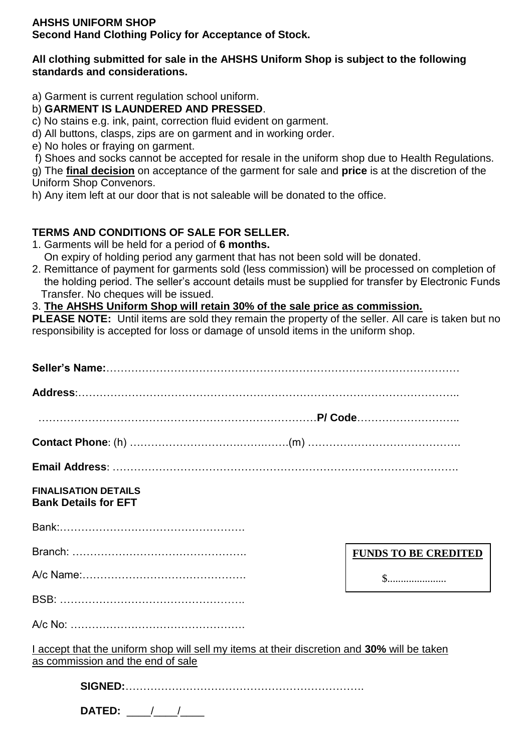**AHSHS UNIFORM SHOP**
**Second Hand Clothing Policy for Acceptance of Stock.**

**All clothing submitted for sale in the AHSHS Uniform Shop is subject to the following standards and considerations.**

a) Garment is current regulation school uniform.
b) **GARMENT IS LAUNDERED AND PRESSED**.
c) No stains e.g. ink, paint, correction fluid evident on garment.
d) All buttons, clasps, zips are on garment and in working order.
e) No holes or fraying on garment.
f) Shoes and socks cannot be accepted for resale in the uniform shop due to Health Regulations.
g) The **final decision** on acceptance of the garment for sale and **price** is at the discretion of the Uniform Shop Convenors.
h) Any item left at our door that is not saleable will be donated to the office.

**TERMS AND CONDITIONS OF SALE FOR SELLER.**

1. Garments will be held for a period of **6 months.**
   On expiry of holding period any garment that has not been sold will be donated.
2. Remittance of payment for garments sold (less commission) will be processed on completion of the holding period. The seller's account details must be supplied for transfer by Electronic Funds Transfer. No cheques will be issued.
3. **The AHSHS Uniform Shop will retain 30% of the sale price as commission.**

**PLEASE NOTE:** Until items are sold they remain the property of the seller. All care is taken but no responsibility is accepted for loss or damage of unsold items in the uniform shop.

**Seller's Name:**……………………………………………………………………………………

**Address**:…………………………………………………………………………………………..

……………………………………………………………………**P/ Code**………………………..

**Contact Phone**: (h) …………………………………………(m) …………………………………….

**Email Address**: …………………………………………………………………………………….

**FINALISATION DETAILS**
**Bank Details for EFT**

Bank:…………………………………………….

Branch: ………………………………………….

A/c Name:……………………………………….

BSB: …………………………………………….

A/c No: ………………………………………….

| **FUNDS TO BE CREDITED** |
|---|
| $..................... |

I accept that the uniform shop will sell my items at their discretion and **30%** will be taken as commission and the end of sale

**SIGNED:**………………………………………………………….

**DATED:** ____/____/____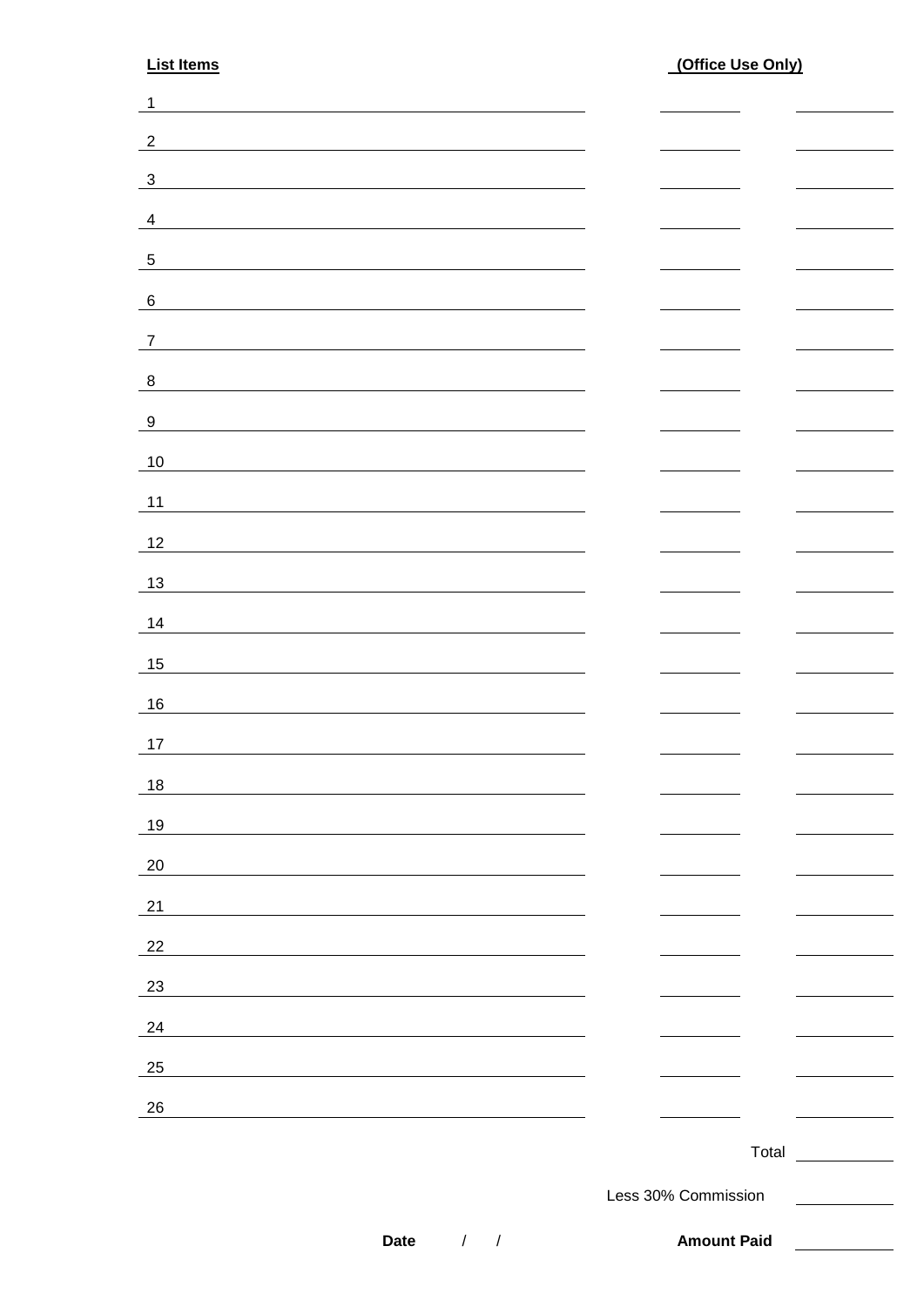| List Items | (Office Use Only) | |
|---|---|---|
| 1 | | |
| 2 | | |
| 3 | | |
| 4 | | |
| 5 | | |
| 6 | | |
| 7 | | |
| 8 | | |
| 9 | | |
| 10 | | |
| 11 | | |
| 12 | | |
| 13 | | |
| 14 | | |
| 15 | | |
| 16 | | |
| 17 | | |
| 18 | | |
| 19 | | |
| 20 | | |
| 21 | | |
| 22 | | |
| 23 | | |
| 24 | | |
| 25 | | |
| 26 | | |
| | Total | |
| | Less 30% Commission | |
| **Date** / / | **Amount Paid** | |